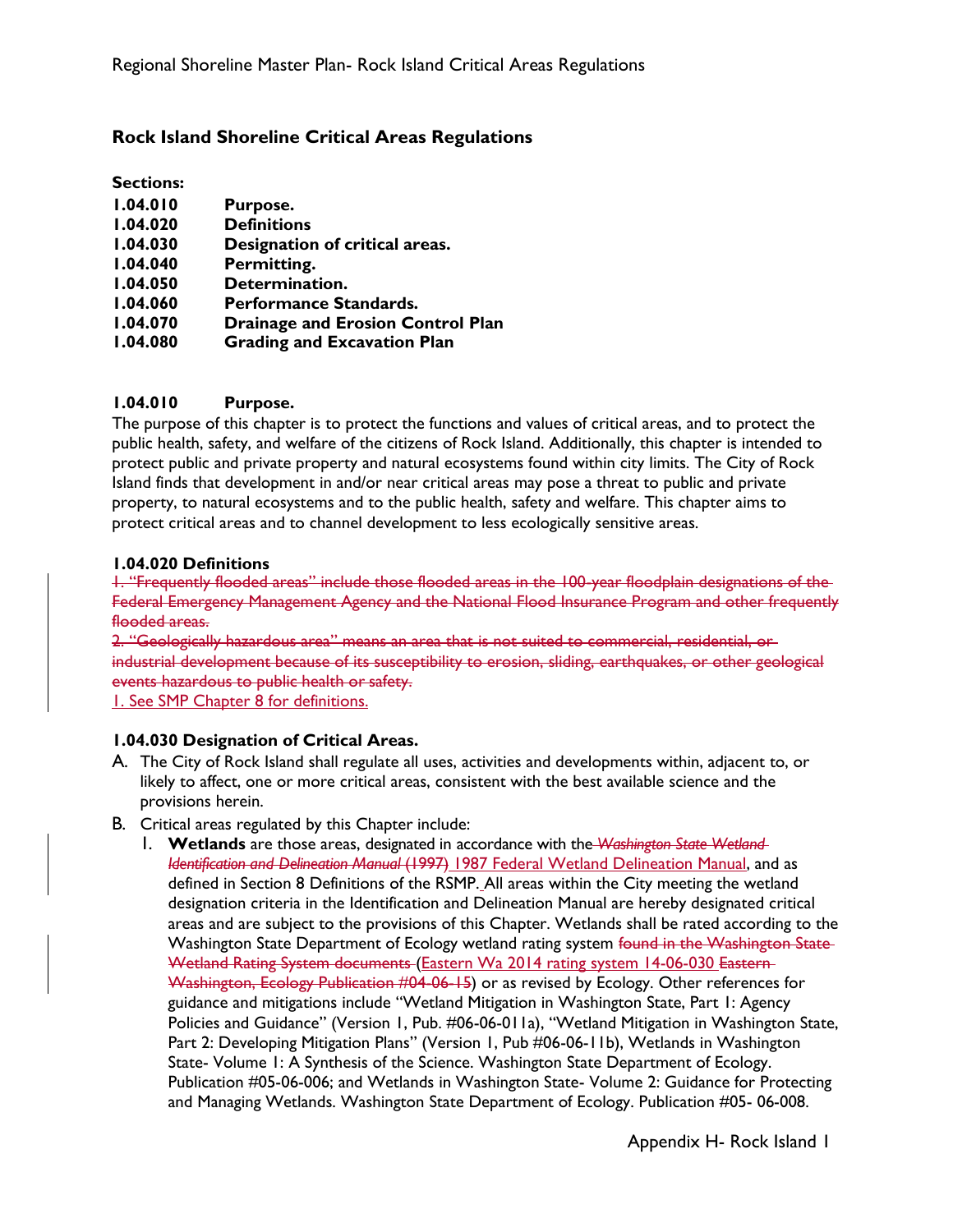## Rock Island Shoreline Critical Areas Regulations

**Sections:**

**1.04.010 Purpose.**
**1.04.020 Definitions**
**1.04.030 Designation of critical areas.**
**1.04.040 Permitting.**
**1.04.050 Determination.**
**1.04.060 Performance Standards.**
**1.04.070 Drainage and Erosion Control Plan**
**1.04.080 Grading and Excavation Plan**

### 1.04.010 Purpose.

The purpose of this chapter is to protect the functions and values of critical areas, and to protect the public health, safety, and welfare of the citizens of Rock Island. Additionally, this chapter is intended to protect public and private property and natural ecosystems found within city limits. The City of Rock Island finds that development in and/or near critical areas may pose a threat to public and private property, to natural ecosystems and to the public health, safety and welfare. This chapter aims to protect critical areas and to channel development to less ecologically sensitive areas.

### 1.04.020 Definitions

~~1. "Frequently flooded areas" include those flooded areas in the 100-year floodplain designations of the Federal Emergency Management Agency and the National Flood Insurance Program and other frequently flooded areas.~~
~~2. "Geologically hazardous area" means an area that is not suited to commercial, residential, or industrial development because of its susceptibility to erosion, sliding, earthquakes, or other geological events hazardous to public health or safety.~~
1. See SMP Chapter 8 for definitions.

### 1.04.030 Designation of Critical Areas.

A. The City of Rock Island shall regulate all uses, activities and developments within, adjacent to, or likely to affect, one or more critical areas, consistent with the best available science and the provisions herein.

B. Critical areas regulated by this Chapter include:

1. **Wetlands** are those areas, designated in accordance with the ~~*Washington State Wetland Identification and Delineation Manual* (1997)~~ 1987 Federal Wetland Delineation Manual, and as defined in Section 8 Definitions of the RSMP. All areas within the City meeting the wetland designation criteria in the Identification and Delineation Manual are hereby designated critical areas and are subject to the provisions of this Chapter. Wetlands shall be rated according to the Washington State Department of Ecology wetland rating system ~~found in the Washington State Wetland Rating System documents~~ (Eastern Wa 2014 rating system 14-06-030 ~~Eastern Washington, Ecology Publication #04-06-15~~) or as revised by Ecology. Other references for guidance and mitigations include "Wetland Mitigation in Washington State, Part 1: Agency Policies and Guidance" (Version 1, Pub. #06-06-011a), "Wetland Mitigation in Washington State, Part 2: Developing Mitigation Plans" (Version 1, Pub #06-06-11b), Wetlands in Washington State- Volume 1: A Synthesis of the Science. Washington State Department of Ecology. Publication #05-06-006; and Wetlands in Washington State- Volume 2: Guidance for Protecting and Managing Wetlands. Washington State Department of Ecology. Publication #05- 06-008.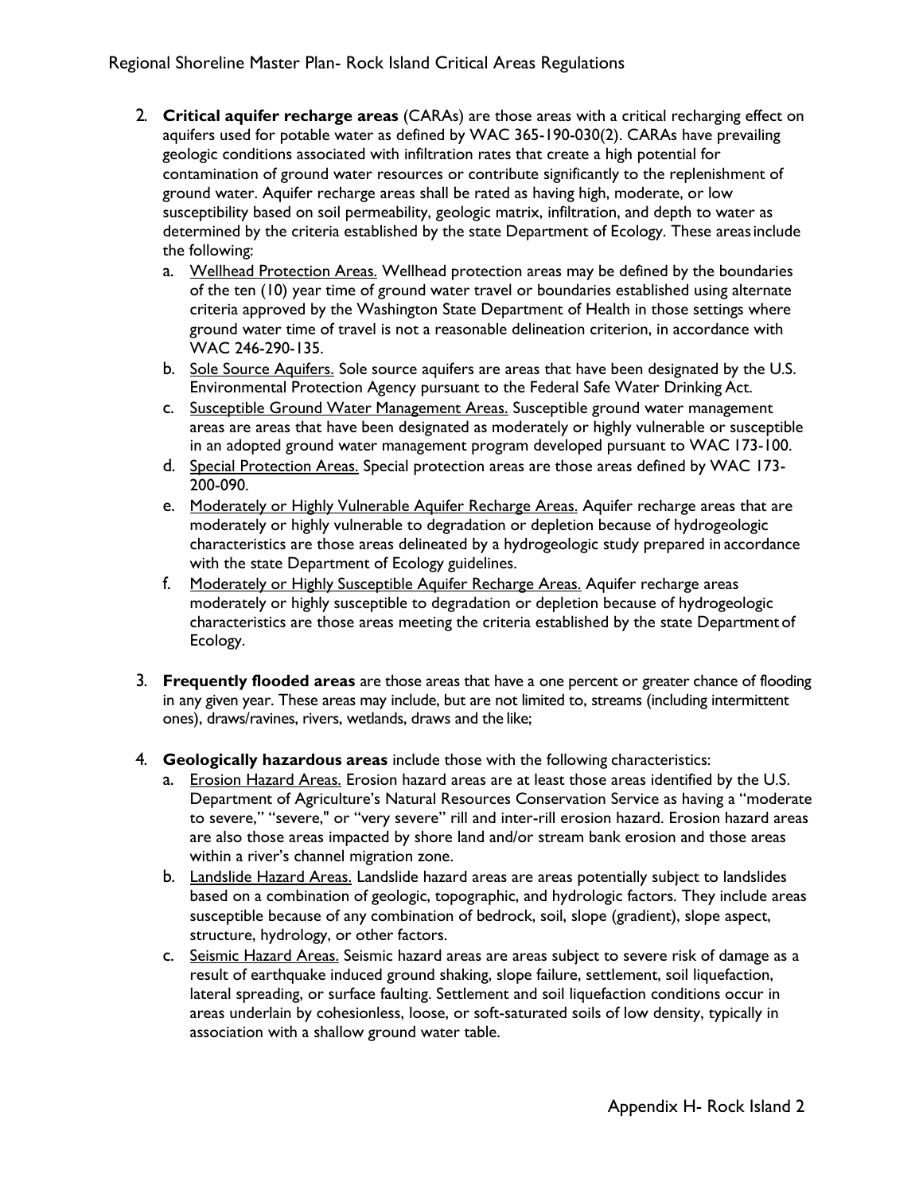2. **Critical aquifer recharge areas** (CARAs) are those areas with a critical recharging effect on aquifers used for potable water as defined by WAC 365-190-030(2). CARAs have prevailing geologic conditions associated with infiltration rates that create a high potential for contamination of ground water resources or contribute significantly to the replenishment of ground water. Aquifer recharge areas shall be rated as having high, moderate, or low susceptibility based on soil permeability, geologic matrix, infiltration, and depth to water as determined by the criteria established by the state Department of Ecology. These areas include the following:
   a. <u>Wellhead Protection Areas.</u> Wellhead protection areas may be defined by the boundaries of the ten (10) year time of ground water travel or boundaries established using alternate criteria approved by the Washington State Department of Health in those settings where ground water time of travel is not a reasonable delineation criterion, in accordance with WAC 246-290-135.
   b. <u>Sole Source Aquifers.</u> Sole source aquifers are areas that have been designated by the U.S. Environmental Protection Agency pursuant to the Federal Safe Water Drinking Act.
   c. <u>Susceptible Ground Water Management Areas.</u> Susceptible ground water management areas are areas that have been designated as moderately or highly vulnerable or susceptible in an adopted ground water management program developed pursuant to WAC 173-100.
   d. <u>Special Protection Areas.</u> Special protection areas are those areas defined by WAC 173-200-090.
   e. <u>Moderately or Highly Vulnerable Aquifer Recharge Areas.</u> Aquifer recharge areas that are moderately or highly vulnerable to degradation or depletion because of hydrogeologic characteristics are those areas delineated by a hydrogeologic study prepared in accordance with the state Department of Ecology guidelines.
   f. <u>Moderately or Highly Susceptible Aquifer Recharge Areas.</u> Aquifer recharge areas moderately or highly susceptible to degradation or depletion because of hydrogeologic characteristics are those areas meeting the criteria established by the state Department of Ecology.

3. **Frequently flooded areas** are those areas that have a one percent or greater chance of flooding in any given year. These areas may include, but are not limited to, streams (including intermittent ones), draws/ravines, rivers, wetlands, draws and the like;

4. **Geologically hazardous areas** include those with the following characteristics:
   a. <u>Erosion Hazard Areas.</u> Erosion hazard areas are at least those areas identified by the U.S. Department of Agriculture's Natural Resources Conservation Service as having a "moderate to severe," "severe," or "very severe" rill and inter-rill erosion hazard. Erosion hazard areas are also those areas impacted by shore land and/or stream bank erosion and those areas within a river's channel migration zone.
   b. <u>Landslide Hazard Areas.</u> Landslide hazard areas are areas potentially subject to landslides based on a combination of geologic, topographic, and hydrologic factors. They include areas susceptible because of any combination of bedrock, soil, slope (gradient), slope aspect, structure, hydrology, or other factors.
   c. <u>Seismic Hazard Areas.</u> Seismic hazard areas are areas subject to severe risk of damage as a result of earthquake induced ground shaking, slope failure, settlement, soil liquefaction, lateral spreading, or surface faulting. Settlement and soil liquefaction conditions occur in areas underlain by cohesionless, loose, or soft-saturated soils of low density, typically in association with a shallow ground water table.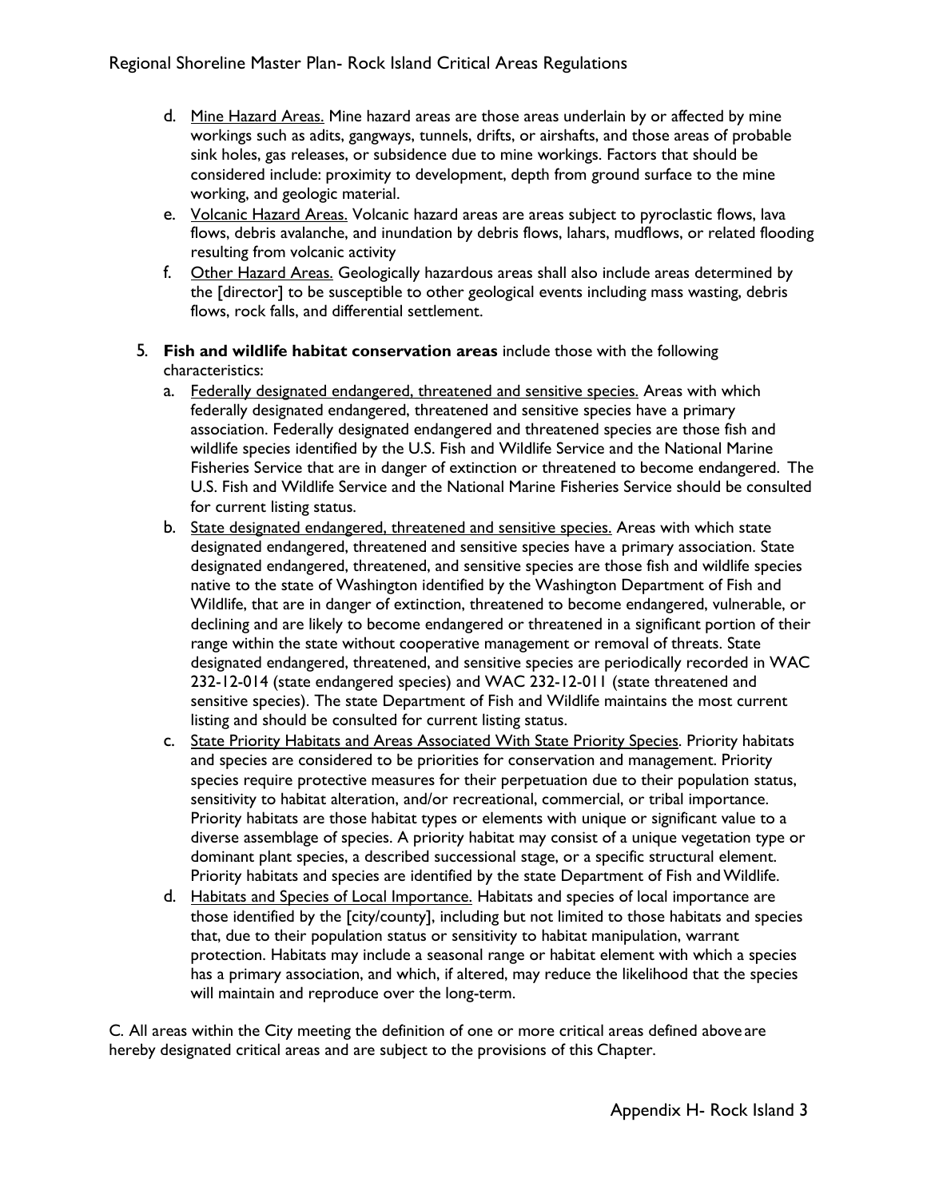d. Mine Hazard Areas. Mine hazard areas are those areas underlain by or affected by mine workings such as adits, gangways, tunnels, drifts, or airshafts, and those areas of probable sink holes, gas releases, or subsidence due to mine workings. Factors that should be considered include: proximity to development, depth from ground surface to the mine working, and geologic material.

e. Volcanic Hazard Areas. Volcanic hazard areas are areas subject to pyroclastic flows, lava flows, debris avalanche, and inundation by debris flows, lahars, mudflows, or related flooding resulting from volcanic activity

f. Other Hazard Areas. Geologically hazardous areas shall also include areas determined by the [director] to be susceptible to other geological events including mass wasting, debris flows, rock falls, and differential settlement.

5. **Fish and wildlife habitat conservation areas** include those with the following characteristics:

   a. Federally designated endangered, threatened and sensitive species. Areas with which federally designated endangered, threatened and sensitive species have a primary association. Federally designated endangered and threatened species are those fish and wildlife species identified by the U.S. Fish and Wildlife Service and the National Marine Fisheries Service that are in danger of extinction or threatened to become endangered. The U.S. Fish and Wildlife Service and the National Marine Fisheries Service should be consulted for current listing status.

   b. State designated endangered, threatened and sensitive species. Areas with which state designated endangered, threatened and sensitive species have a primary association. State designated endangered, threatened, and sensitive species are those fish and wildlife species native to the state of Washington identified by the Washington Department of Fish and Wildlife, that are in danger of extinction, threatened to become endangered, vulnerable, or declining and are likely to become endangered or threatened in a significant portion of their range within the state without cooperative management or removal of threats. State designated endangered, threatened, and sensitive species are periodically recorded in WAC 232-12-014 (state endangered species) and WAC 232-12-011 (state threatened and sensitive species). The state Department of Fish and Wildlife maintains the most current listing and should be consulted for current listing status.

   c. State Priority Habitats and Areas Associated With State Priority Species. Priority habitats and species are considered to be priorities for conservation and management. Priority species require protective measures for their perpetuation due to their population status, sensitivity to habitat alteration, and/or recreational, commercial, or tribal importance. Priority habitats are those habitat types or elements with unique or significant value to a diverse assemblage of species. A priority habitat may consist of a unique vegetation type or dominant plant species, a described successional stage, or a specific structural element. Priority habitats and species are identified by the state Department of Fish and Wildlife.

   d. Habitats and Species of Local Importance. Habitats and species of local importance are those identified by the [city/county], including but not limited to those habitats and species that, due to their population status or sensitivity to habitat manipulation, warrant protection. Habitats may include a seasonal range or habitat element with which a species has a primary association, and which, if altered, may reduce the likelihood that the species will maintain and reproduce over the long-term.

C. All areas within the City meeting the definition of one or more critical areas defined above are hereby designated critical areas and are subject to the provisions of this Chapter.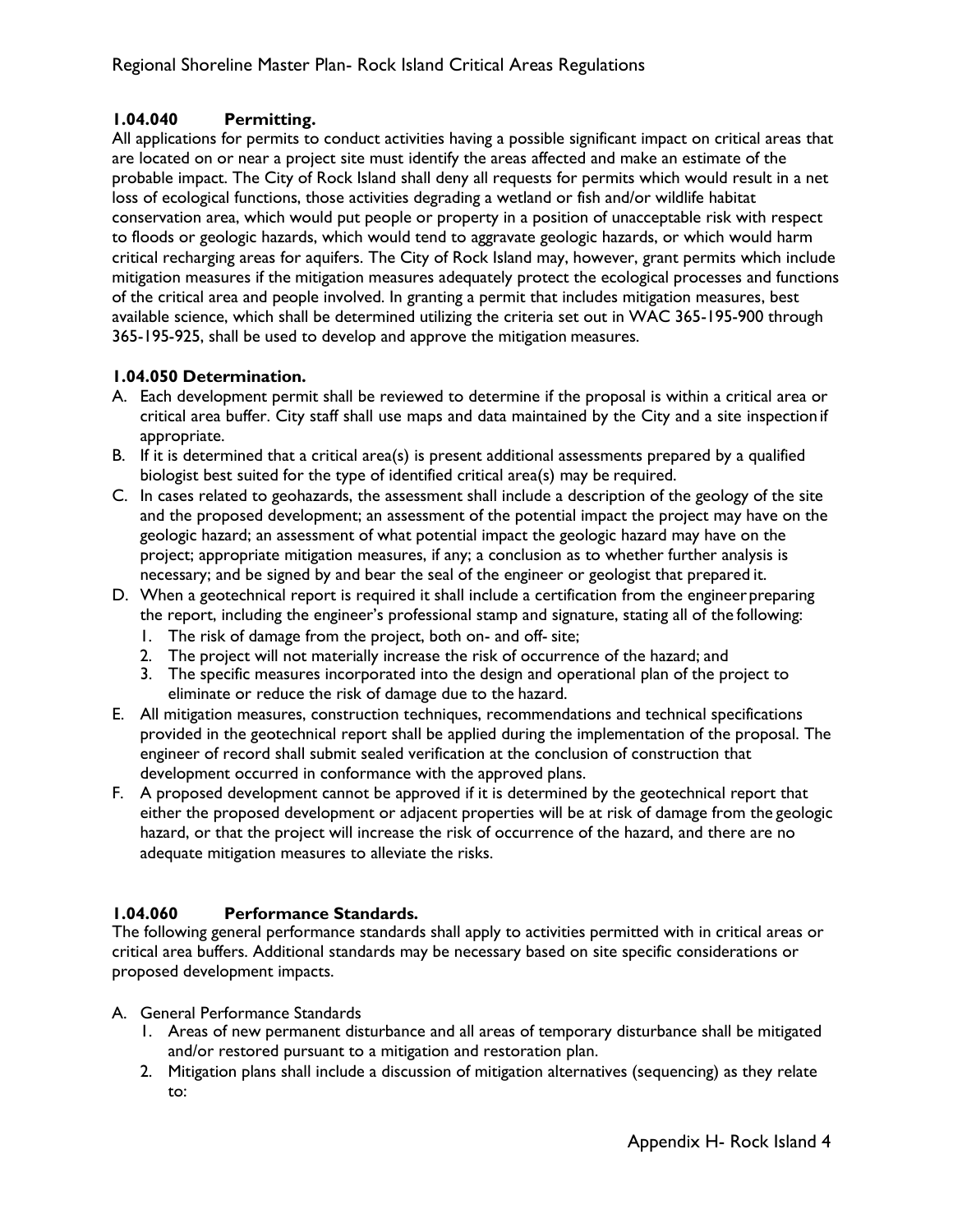### 1.04.040 Permitting.

All applications for permits to conduct activities having a possible significant impact on critical areas that are located on or near a project site must identify the areas affected and make an estimate of the probable impact. The City of Rock Island shall deny all requests for permits which would result in a net loss of ecological functions, those activities degrading a wetland or fish and/or wildlife habitat conservation area, which would put people or property in a position of unacceptable risk with respect to floods or geologic hazards, which would tend to aggravate geologic hazards, or which would harm critical recharging areas for aquifers. The City of Rock Island may, however, grant permits which include mitigation measures if the mitigation measures adequately protect the ecological processes and functions of the critical area and people involved. In granting a permit that includes mitigation measures, best available science, which shall be determined utilizing the criteria set out in WAC 365-195-900 through 365-195-925, shall be used to develop and approve the mitigation measures.

### 1.04.050 Determination.

A. Each development permit shall be reviewed to determine if the proposal is within a critical area or critical area buffer. City staff shall use maps and data maintained by the City and a site inspection if appropriate.
B. If it is determined that a critical area(s) is present additional assessments prepared by a qualified biologist best suited for the type of identified critical area(s) may be required.
C. In cases related to geohazards, the assessment shall include a description of the geology of the site and the proposed development; an assessment of the potential impact the project may have on the geologic hazard; an assessment of what potential impact the geologic hazard may have on the project; appropriate mitigation measures, if any; a conclusion as to whether further analysis is necessary; and be signed by and bear the seal of the engineer or geologist that prepared it.
D. When a geotechnical report is required it shall include a certification from the engineer preparing the report, including the engineer's professional stamp and signature, stating all of the following:
   1. The risk of damage from the project, both on- and off- site;
   2. The project will not materially increase the risk of occurrence of the hazard; and
   3. The specific measures incorporated into the design and operational plan of the project to eliminate or reduce the risk of damage due to the hazard.
E. All mitigation measures, construction techniques, recommendations and technical specifications provided in the geotechnical report shall be applied during the implementation of the proposal. The engineer of record shall submit sealed verification at the conclusion of construction that development occurred in conformance with the approved plans.
F. A proposed development cannot be approved if it is determined by the geotechnical report that either the proposed development or adjacent properties will be at risk of damage from the geologic hazard, or that the project will increase the risk of occurrence of the hazard, and there are no adequate mitigation measures to alleviate the risks.

### 1.04.060 Performance Standards.

The following general performance standards shall apply to activities permitted with in critical areas or critical area buffers. Additional standards may be necessary based on site specific considerations or proposed development impacts.

A. General Performance Standards
   1. Areas of new permanent disturbance and all areas of temporary disturbance shall be mitigated and/or restored pursuant to a mitigation and restoration plan.
   2. Mitigation plans shall include a discussion of mitigation alternatives (sequencing) as they relate to: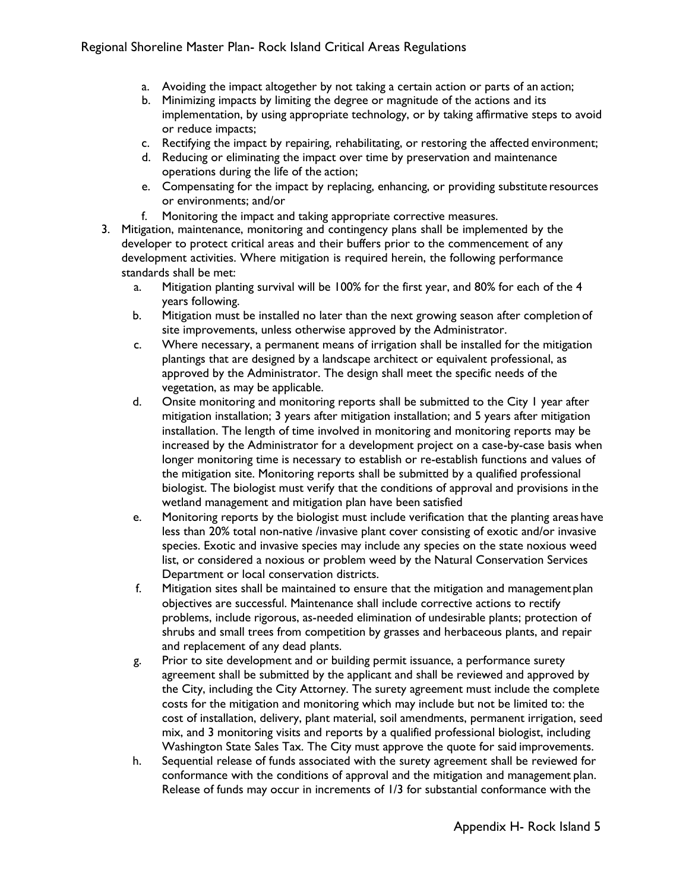a. Avoiding the impact altogether by not taking a certain action or parts of an action;
b. Minimizing impacts by limiting the degree or magnitude of the actions and its implementation, by using appropriate technology, or by taking affirmative steps to avoid or reduce impacts;
c. Rectifying the impact by repairing, rehabilitating, or restoring the affected environment;
d. Reducing or eliminating the impact over time by preservation and maintenance operations during the life of the action;
e. Compensating for the impact by replacing, enhancing, or providing substitute resources or environments; and/or
f. Monitoring the impact and taking appropriate corrective measures.

3. Mitigation, maintenance, monitoring and contingency plans shall be implemented by the developer to protect critical areas and their buffers prior to the commencement of any development activities. Where mitigation is required herein, the following performance standards shall be met:
   a. Mitigation planting survival will be 100% for the first year, and 80% for each of the 4 years following.
   b. Mitigation must be installed no later than the next growing season after completion of site improvements, unless otherwise approved by the Administrator.
   c. Where necessary, a permanent means of irrigation shall be installed for the mitigation plantings that are designed by a landscape architect or equivalent professional, as approved by the Administrator. The design shall meet the specific needs of the vegetation, as may be applicable.
   d. Onsite monitoring and monitoring reports shall be submitted to the City 1 year after mitigation installation; 3 years after mitigation installation; and 5 years after mitigation installation. The length of time involved in monitoring and monitoring reports may be increased by the Administrator for a development project on a case-by-case basis when longer monitoring time is necessary to establish or re-establish functions and values of the mitigation site. Monitoring reports shall be submitted by a qualified professional biologist. The biologist must verify that the conditions of approval and provisions in the wetland management and mitigation plan have been satisfied
   e. Monitoring reports by the biologist must include verification that the planting areas have less than 20% total non-native /invasive plant cover consisting of exotic and/or invasive species. Exotic and invasive species may include any species on the state noxious weed list, or considered a noxious or problem weed by the Natural Conservation Services Department or local conservation districts.
   f. Mitigation sites shall be maintained to ensure that the mitigation and management plan objectives are successful. Maintenance shall include corrective actions to rectify problems, include rigorous, as-needed elimination of undesirable plants; protection of shrubs and small trees from competition by grasses and herbaceous plants, and repair and replacement of any dead plants.
   g. Prior to site development and or building permit issuance, a performance surety agreement shall be submitted by the applicant and shall be reviewed and approved by the City, including the City Attorney. The surety agreement must include the complete costs for the mitigation and monitoring which may include but not be limited to: the cost of installation, delivery, plant material, soil amendments, permanent irrigation, seed mix, and 3 monitoring visits and reports by a qualified professional biologist, including Washington State Sales Tax. The City must approve the quote for said improvements.
   h. Sequential release of funds associated with the surety agreement shall be reviewed for conformance with the conditions of approval and the mitigation and management plan. Release of funds may occur in increments of 1/3 for substantial conformance with the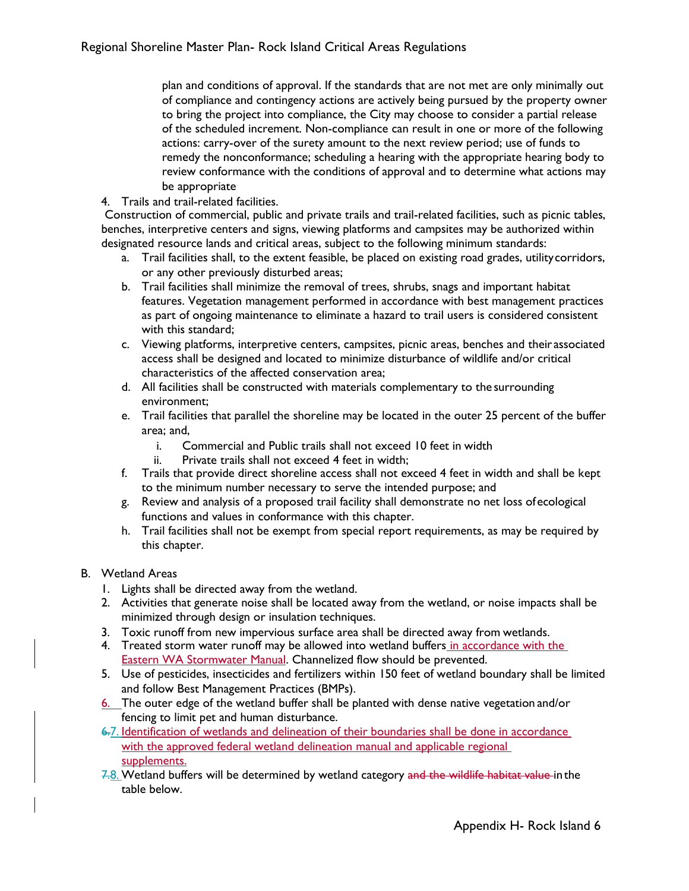plan and conditions of approval. If the standards that are not met are only minimally out of compliance and contingency actions are actively being pursued by the property owner to bring the project into compliance, the City may choose to consider a partial release of the scheduled increment. Non-compliance can result in one or more of the following actions: carry-over of the surety amount to the next review period; use of funds to remedy the nonconformance; scheduling a hearing with the appropriate hearing body to review conformance with the conditions of approval and to determine what actions may be appropriate

4. Trails and trail-related facilities.

Construction of commercial, public and private trails and trail-related facilities, such as picnic tables, benches, interpretive centers and signs, viewing platforms and campsites may be authorized within designated resource lands and critical areas, subject to the following minimum standards:

   a. Trail facilities shall, to the extent feasible, be placed on existing road grades, utility corridors, or any other previously disturbed areas;
   b. Trail facilities shall minimize the removal of trees, shrubs, snags and important habitat features. Vegetation management performed in accordance with best management practices as part of ongoing maintenance to eliminate a hazard to trail users is considered consistent with this standard;
   c. Viewing platforms, interpretive centers, campsites, picnic areas, benches and their associated access shall be designed and located to minimize disturbance of wildlife and/or critical characteristics of the affected conservation area;
   d. All facilities shall be constructed with materials complementary to the surrounding environment;
   e. Trail facilities that parallel the shoreline may be located in the outer 25 percent of the buffer area; and,
      i. Commercial and Public trails shall not exceed 10 feet in width
      ii. Private trails shall not exceed 4 feet in width;
   f. Trails that provide direct shoreline access shall not exceed 4 feet in width and shall be kept to the minimum number necessary to serve the intended purpose; and
   g. Review and analysis of a proposed trail facility shall demonstrate no net loss of ecological functions and values in conformance with this chapter.
   h. Trail facilities shall not be exempt from special report requirements, as may be required by this chapter.

B. Wetland Areas

   1. Lights shall be directed away from the wetland.
   2. Activities that generate noise shall be located away from the wetland, or noise impacts shall be minimized through design or insulation techniques.
   3. Toxic runoff from new impervious surface area shall be directed away from wetlands.
   4. Treated storm water runoff may be allowed into wetland buffers in accordance with the Eastern WA Stormwater Manual. Channelized flow should be prevented.
   5. Use of pesticides, insecticides and fertilizers within 150 feet of wetland boundary shall be limited and follow Best Management Practices (BMPs).
   6. The outer edge of the wetland buffer shall be planted with dense native vegetation and/or fencing to limit pet and human disturbance.
   ~~6.~~7. Identification of wetlands and delineation of their boundaries shall be done in accordance with the approved federal wetland delineation manual and applicable regional supplements.
   ~~7.~~8. Wetland buffers will be determined by wetland category ~~and the wildlife habitat value~~ in the table below.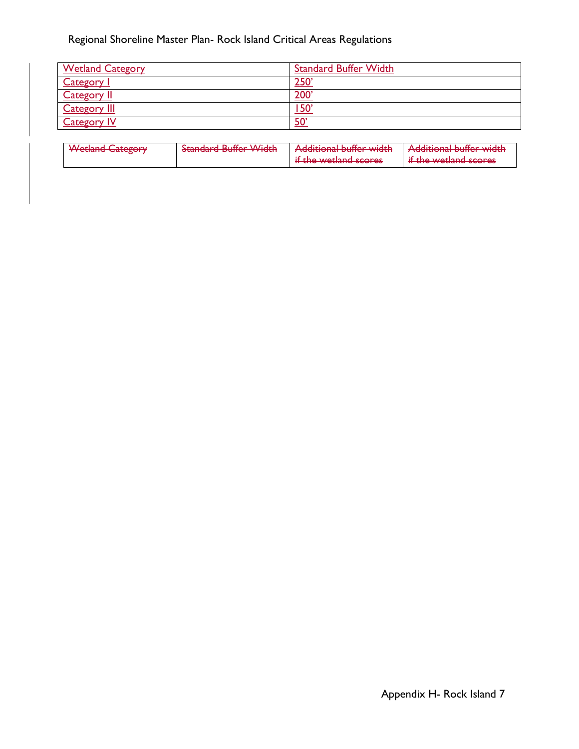| Wetland Category | Standard Buffer Width |
| --- | --- |
| Category I | 250' |
| Category II | 200' |
| Category III | 150' |
| Category IV | 50' |

| ~~Wetland Category~~ | ~~Standard Buffer Width~~ | ~~Additional buffer width if the wetland scores~~ | ~~Additional buffer width if the wetland scores~~ |
| --- | --- | --- | --- |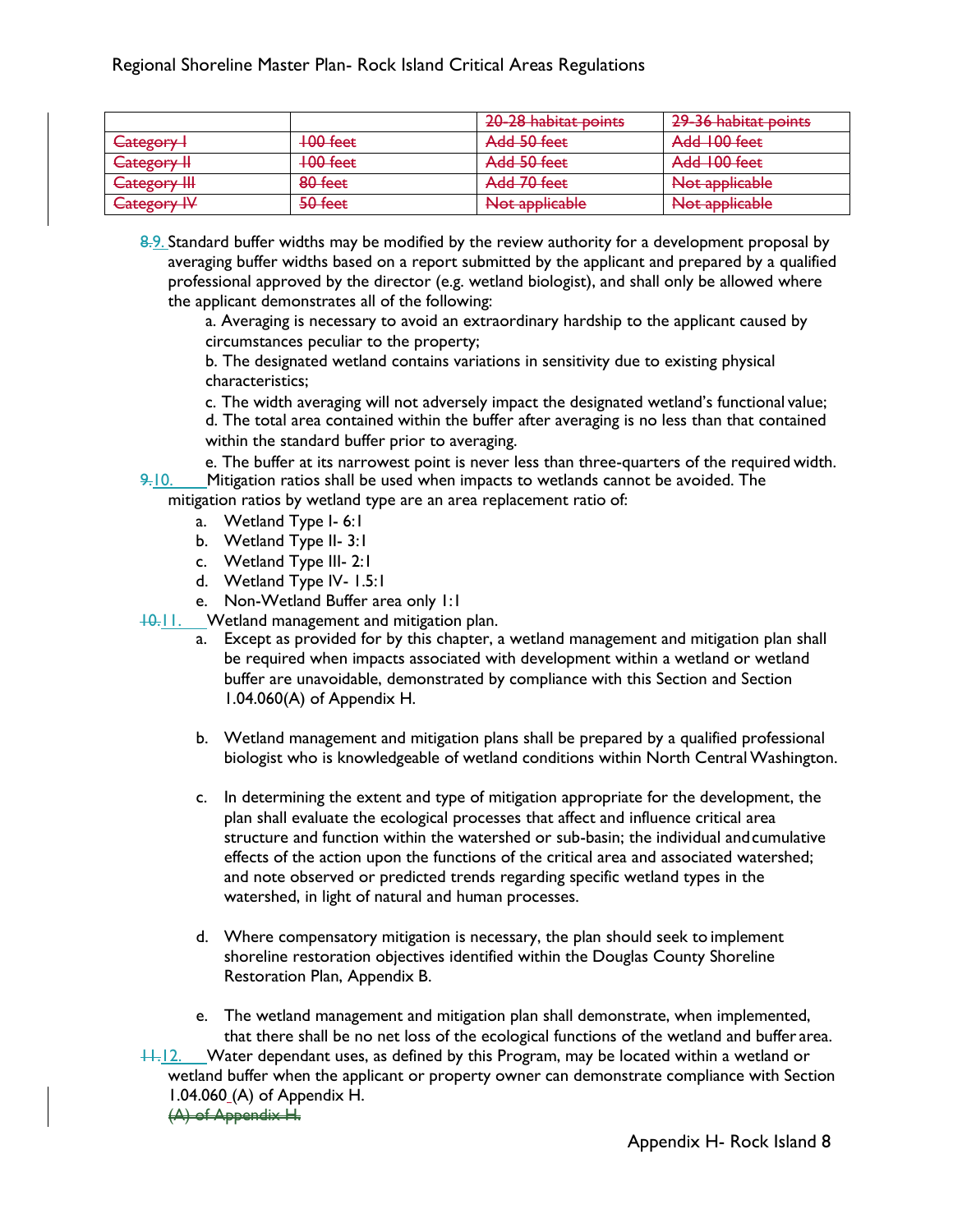| | | ~~20-28 habitat points~~ | ~~29-36 habitat points~~ |
|---|---|---|---|
| ~~Category I~~ | ~~100 feet~~ | ~~Add 50 feet~~ | ~~Add 100 feet~~ |
| ~~Category II~~ | ~~100 feet~~ | ~~Add 50 feet~~ | ~~Add 100 feet~~ |
| ~~Category III~~ | ~~80 feet~~ | ~~Add 70 feet~~ | ~~Not applicable~~ |
| ~~Category IV~~ | ~~50 feet~~ | ~~Not applicable~~ | ~~Not applicable~~ |

~~8.~~9. Standard buffer widths may be modified by the review authority for a development proposal by averaging buffer widths based on a report submitted by the applicant and prepared by a qualified professional approved by the director (e.g. wetland biologist), and shall only be allowed where the applicant demonstrates all of the following:

   a. Averaging is necessary to avoid an extraordinary hardship to the applicant caused by circumstances peculiar to the property;

   b. The designated wetland contains variations in sensitivity due to existing physical characteristics;

   c. The width averaging will not adversely impact the designated wetland's functional value;

   d. The total area contained within the buffer after averaging is no less than that contained within the standard buffer prior to averaging.

   e. The buffer at its narrowest point is never less than three-quarters of the required width.

~~9.~~10. Mitigation ratios shall be used when impacts to wetlands cannot be avoided. The mitigation ratios by wetland type are an area replacement ratio of:

   a. Wetland Type I- 6:1
   b. Wetland Type II- 3:1
   c. Wetland Type III- 2:1
   d. Wetland Type IV- 1.5:1
   e. Non-Wetland Buffer area only 1:1

~~10.~~11. Wetland management and mitigation plan.

   a. Except as provided for by this chapter, a wetland management and mitigation plan shall be required when impacts associated with development within a wetland or wetland buffer are unavoidable, demonstrated by compliance with this Section and Section 1.04.060(A) of Appendix H.

   b. Wetland management and mitigation plans shall be prepared by a qualified professional biologist who is knowledgeable of wetland conditions within North Central Washington.

   c. In determining the extent and type of mitigation appropriate for the development, the plan shall evaluate the ecological processes that affect and influence critical area structure and function within the watershed or sub-basin; the individual and cumulative effects of the action upon the functions of the critical area and associated watershed; and note observed or predicted trends regarding specific wetland types in the watershed, in light of natural and human processes.

   d. Where compensatory mitigation is necessary, the plan should seek to implement shoreline restoration objectives identified within the Douglas County Shoreline Restoration Plan, Appendix B.

   e. The wetland management and mitigation plan shall demonstrate, when implemented, that there shall be no net loss of the ecological functions of the wetland and buffer area.

~~11.~~12. Water dependant uses, as defined by this Program, may be located within a wetland or wetland buffer when the applicant or property owner can demonstrate compliance with Section 1.04.060 (A) of Appendix H.
~~(A) of Appendix H.~~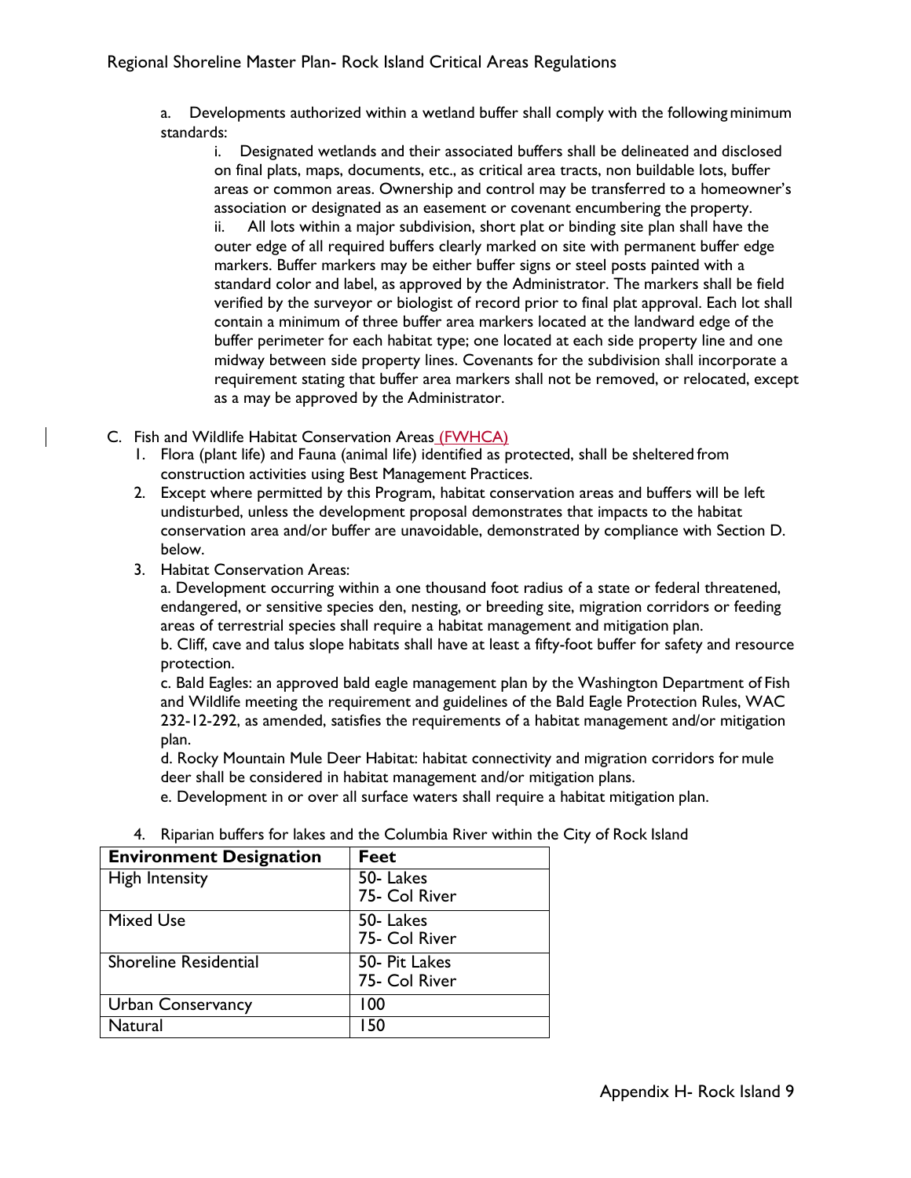a. Developments authorized within a wetland buffer shall comply with the following minimum standards:

i. Designated wetlands and their associated buffers shall be delineated and disclosed on final plats, maps, documents, etc., as critical area tracts, non buildable lots, buffer areas or common areas. Ownership and control may be transferred to a homeowner's association or designated as an easement or covenant encumbering the property.

ii. All lots within a major subdivision, short plat or binding site plan shall have the outer edge of all required buffers clearly marked on site with permanent buffer edge markers. Buffer markers may be either buffer signs or steel posts painted with a standard color and label, as approved by the Administrator. The markers shall be field verified by the surveyor or biologist of record prior to final plat approval. Each lot shall contain a minimum of three buffer area markers located at the landward edge of the buffer perimeter for each habitat type; one located at each side property line and one midway between side property lines. Covenants for the subdivision shall incorporate a requirement stating that buffer area markers shall not be removed, or relocated, except as a may be approved by the Administrator.

C. Fish and Wildlife Habitat Conservation Areas (FWHCA)

1. Flora (plant life) and Fauna (animal life) identified as protected, shall be sheltered from construction activities using Best Management Practices.
2. Except where permitted by this Program, habitat conservation areas and buffers will be left undisturbed, unless the development proposal demonstrates that impacts to the habitat conservation area and/or buffer are unavoidable, demonstrated by compliance with Section D. below.
3. Habitat Conservation Areas:

   a. Development occurring within a one thousand foot radius of a state or federal threatened, endangered, or sensitive species den, nesting, or breeding site, migration corridors or feeding areas of terrestrial species shall require a habitat management and mitigation plan.

   b. Cliff, cave and talus slope habitats shall have at least a fifty-foot buffer for safety and resource protection.

   c. Bald Eagles: an approved bald eagle management plan by the Washington Department of Fish and Wildlife meeting the requirement and guidelines of the Bald Eagle Protection Rules, WAC 232-12-292, as amended, satisfies the requirements of a habitat management and/or mitigation plan.

   d. Rocky Mountain Mule Deer Habitat: habitat connectivity and migration corridors for mule deer shall be considered in habitat management and/or mitigation plans.

   e. Development in or over all surface waters shall require a habitat mitigation plan.

4. Riparian buffers for lakes and the Columbia River within the City of Rock Island

| Environment Designation | Feet |
|---|---|
| High Intensity | 50- Lakes<br>75- Col River |
| Mixed Use | 50- Lakes<br>75- Col River |
| Shoreline Residential | 50- Pit Lakes<br>75- Col River |
| Urban Conservancy | 100 |
| Natural | 150 |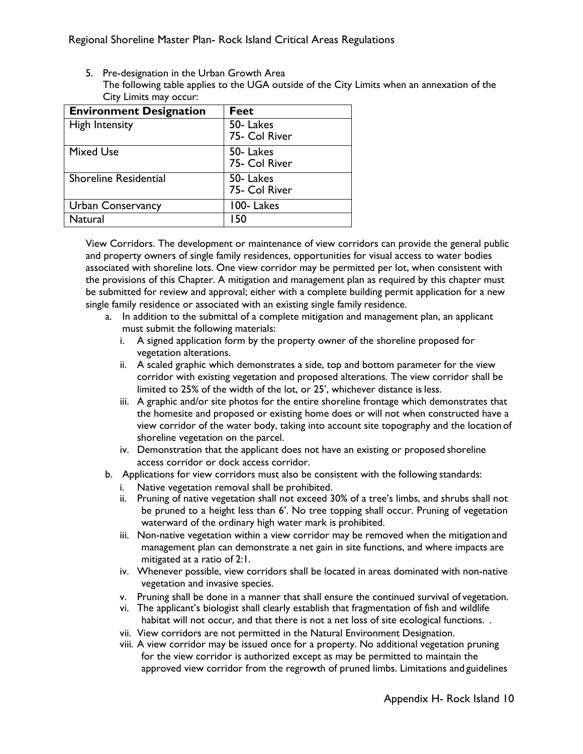5. Pre-designation in the Urban Growth Area
   The following table applies to the UGA outside of the City Limits when an annexation of the City Limits may occur:

| Environment Designation | Feet |
|---|---|
| High Intensity | 50- Lakes<br>75- Col River |
| Mixed Use | 50- Lakes<br>75- Col River |
| Shoreline Residential | 50- Lakes<br>75- Col River |
| Urban Conservancy | 100- Lakes |
| Natural | 150 |

View Corridors. The development or maintenance of view corridors can provide the general public and property owners of single family residences, opportunities for visual access to water bodies associated with shoreline lots. One view corridor may be permitted per lot, when consistent with the provisions of this Chapter. A mitigation and management plan as required by this chapter must be submitted for review and approval; either with a complete building permit application for a new single family residence or associated with an existing single family residence.

a. In addition to the submittal of a complete mitigation and management plan, an applicant must submit the following materials:
   i. A signed application form by the property owner of the shoreline proposed for vegetation alterations.
   ii. A scaled graphic which demonstrates a side, top and bottom parameter for the view corridor with existing vegetation and proposed alterations. The view corridor shall be limited to 25% of the width of the lot, or 25', whichever distance is less.
   iii. A graphic and/or site photos for the entire shoreline frontage which demonstrates that the homesite and proposed or existing home does or will not when constructed have a view corridor of the water body, taking into account site topography and the location of shoreline vegetation on the parcel.
   iv. Demonstration that the applicant does not have an existing or proposed shoreline access corridor or dock access corridor.
b. Applications for view corridors must also be consistent with the following standards:
   i. Native vegetation removal shall be prohibited.
   ii. Pruning of native vegetation shall not exceed 30% of a tree's limbs, and shrubs shall not be pruned to a height less than 6'. No tree topping shall occur. Pruning of vegetation waterward of the ordinary high water mark is prohibited.
   iii. Non-native vegetation within a view corridor may be removed when the mitigation and management plan can demonstrate a net gain in site functions, and where impacts are mitigated at a ratio of 2:1.
   iv. Whenever possible, view corridors shall be located in areas dominated with non-native vegetation and invasive species.
   v. Pruning shall be done in a manner that shall ensure the continued survival of vegetation.
   vi. The applicant's biologist shall clearly establish that fragmentation of fish and wildlife habitat will not occur, and that there is not a net loss of site ecological functions. .
   vii. View corridors are not permitted in the Natural Environment Designation.
   viii. A view corridor may be issued once for a property. No additional vegetation pruning for the view corridor is authorized except as may be permitted to maintain the approved view corridor from the regrowth of pruned limbs. Limitations and guidelines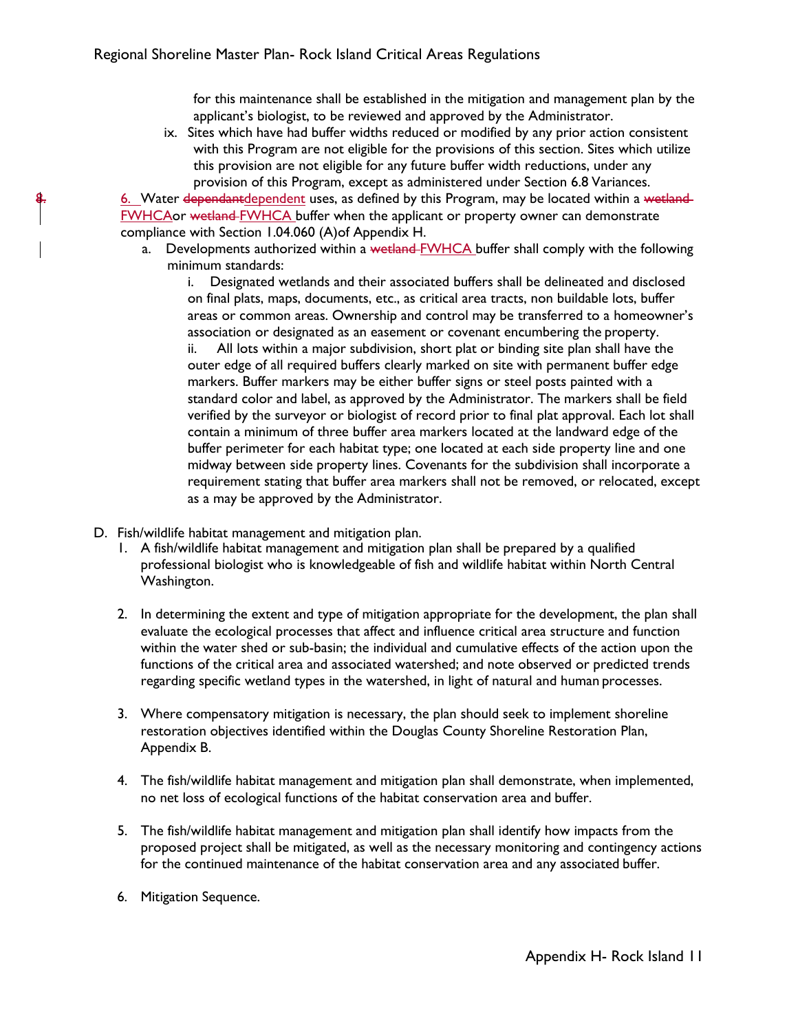for this maintenance shall be established in the mitigation and management plan by the applicant's biologist, to be reviewed and approved by the Administrator.

ix. Sites which have had buffer widths reduced or modified by any prior action consistent with this Program are not eligible for the provisions of this section. Sites which utilize this provision are not eligible for any future buffer width reductions, under any provision of this Program, except as administered under Section 6.8 Variances.

~~8.~~ 6. Water ~~dependant~~dependent uses, as defined by this Program, may be located within a ~~wetland~~ FWHCA or ~~wetland~~ FWHCA buffer when the applicant or property owner can demonstrate compliance with Section 1.04.060 (A)of Appendix H.

a. Developments authorized within a ~~wetland~~ FWHCA buffer shall comply with the following minimum standards:

i. Designated wetlands and their associated buffers shall be delineated and disclosed on final plats, maps, documents, etc., as critical area tracts, non buildable lots, buffer areas or common areas. Ownership and control may be transferred to a homeowner's association or designated as an easement or covenant encumbering the property.

ii. All lots within a major subdivision, short plat or binding site plan shall have the outer edge of all required buffers clearly marked on site with permanent buffer edge markers. Buffer markers may be either buffer signs or steel posts painted with a standard color and label, as approved by the Administrator. The markers shall be field verified by the surveyor or biologist of record prior to final plat approval. Each lot shall contain a minimum of three buffer area markers located at the landward edge of the buffer perimeter for each habitat type; one located at each side property line and one midway between side property lines. Covenants for the subdivision shall incorporate a requirement stating that buffer area markers shall not be removed, or relocated, except as a may be approved by the Administrator.

D. Fish/wildlife habitat management and mitigation plan.

1. A fish/wildlife habitat management and mitigation plan shall be prepared by a qualified professional biologist who is knowledgeable of fish and wildlife habitat within North Central Washington.

2. In determining the extent and type of mitigation appropriate for the development, the plan shall evaluate the ecological processes that affect and influence critical area structure and function within the water shed or sub-basin; the individual and cumulative effects of the action upon the functions of the critical area and associated watershed; and note observed or predicted trends regarding specific wetland types in the watershed, in light of natural and human processes.

3. Where compensatory mitigation is necessary, the plan should seek to implement shoreline restoration objectives identified within the Douglas County Shoreline Restoration Plan, Appendix B.

4. The fish/wildlife habitat management and mitigation plan shall demonstrate, when implemented, no net loss of ecological functions of the habitat conservation area and buffer.

5. The fish/wildlife habitat management and mitigation plan shall identify how impacts from the proposed project shall be mitigated, as well as the necessary monitoring and contingency actions for the continued maintenance of the habitat conservation area and any associated buffer.

6. Mitigation Sequence.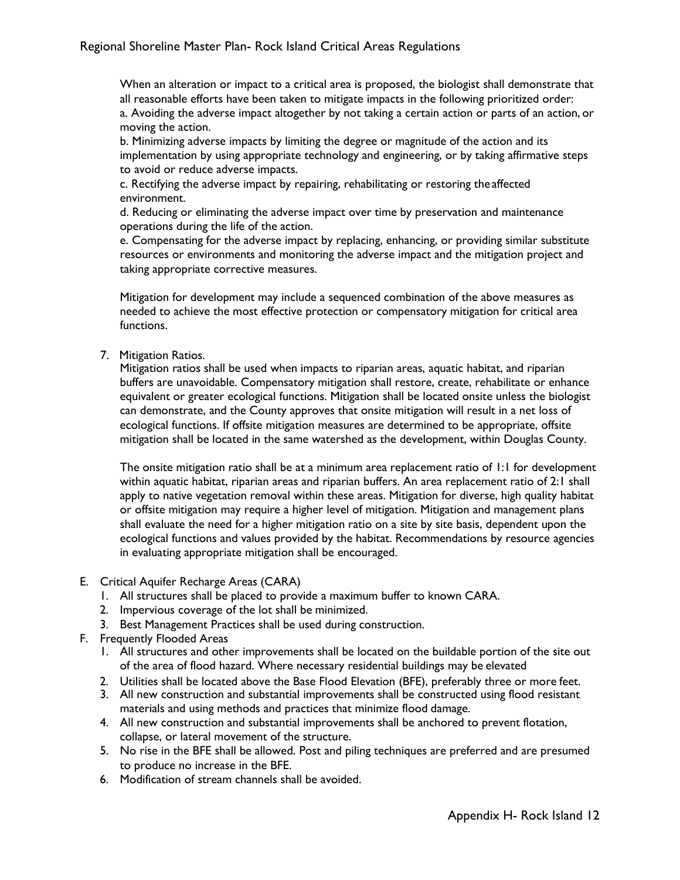When an alteration or impact to a critical area is proposed, the biologist shall demonstrate that all reasonable efforts have been taken to mitigate impacts in the following prioritized order:

a. Avoiding the adverse impact altogether by not taking a certain action or parts of an action, or moving the action.

b. Minimizing adverse impacts by limiting the degree or magnitude of the action and its implementation by using appropriate technology and engineering, or by taking affirmative steps to avoid or reduce adverse impacts.

c. Rectifying the adverse impact by repairing, rehabilitating or restoring the affected environment.

d. Reducing or eliminating the adverse impact over time by preservation and maintenance operations during the life of the action.

e. Compensating for the adverse impact by replacing, enhancing, or providing similar substitute resources or environments and monitoring the adverse impact and the mitigation project and taking appropriate corrective measures.

Mitigation for development may include a sequenced combination of the above measures as needed to achieve the most effective protection or compensatory mitigation for critical area functions.

7. Mitigation Ratios.

   Mitigation ratios shall be used when impacts to riparian areas, aquatic habitat, and riparian buffers are unavoidable. Compensatory mitigation shall restore, create, rehabilitate or enhance equivalent or greater ecological functions. Mitigation shall be located onsite unless the biologist can demonstrate, and the County approves that onsite mitigation will result in a net loss of ecological functions. If offsite mitigation measures are determined to be appropriate, offsite mitigation shall be located in the same watershed as the development, within Douglas County.

   The onsite mitigation ratio shall be at a minimum area replacement ratio of 1:1 for development within aquatic habitat, riparian areas and riparian buffers. An area replacement ratio of 2:1 shall apply to native vegetation removal within these areas. Mitigation for diverse, high quality habitat or offsite mitigation may require a higher level of mitigation. Mitigation and management plans shall evaluate the need for a higher mitigation ratio on a site by site basis, dependent upon the ecological functions and values provided by the habitat. Recommendations by resource agencies in evaluating appropriate mitigation shall be encouraged.

E. Critical Aquifer Recharge Areas (CARA)
   1. All structures shall be placed to provide a maximum buffer to known CARA.
   2. Impervious coverage of the lot shall be minimized.
   3. Best Management Practices shall be used during construction.

F. Frequently Flooded Areas
   1. All structures and other improvements shall be located on the buildable portion of the site out of the area of flood hazard. Where necessary residential buildings may be elevated
   2. Utilities shall be located above the Base Flood Elevation (BFE), preferably three or more feet.
   3. All new construction and substantial improvements shall be constructed using flood resistant materials and using methods and practices that minimize flood damage.
   4. All new construction and substantial improvements shall be anchored to prevent flotation, collapse, or lateral movement of the structure.
   5. No rise in the BFE shall be allowed. Post and piling techniques are preferred and are presumed to produce no increase in the BFE.
   6. Modification of stream channels shall be avoided.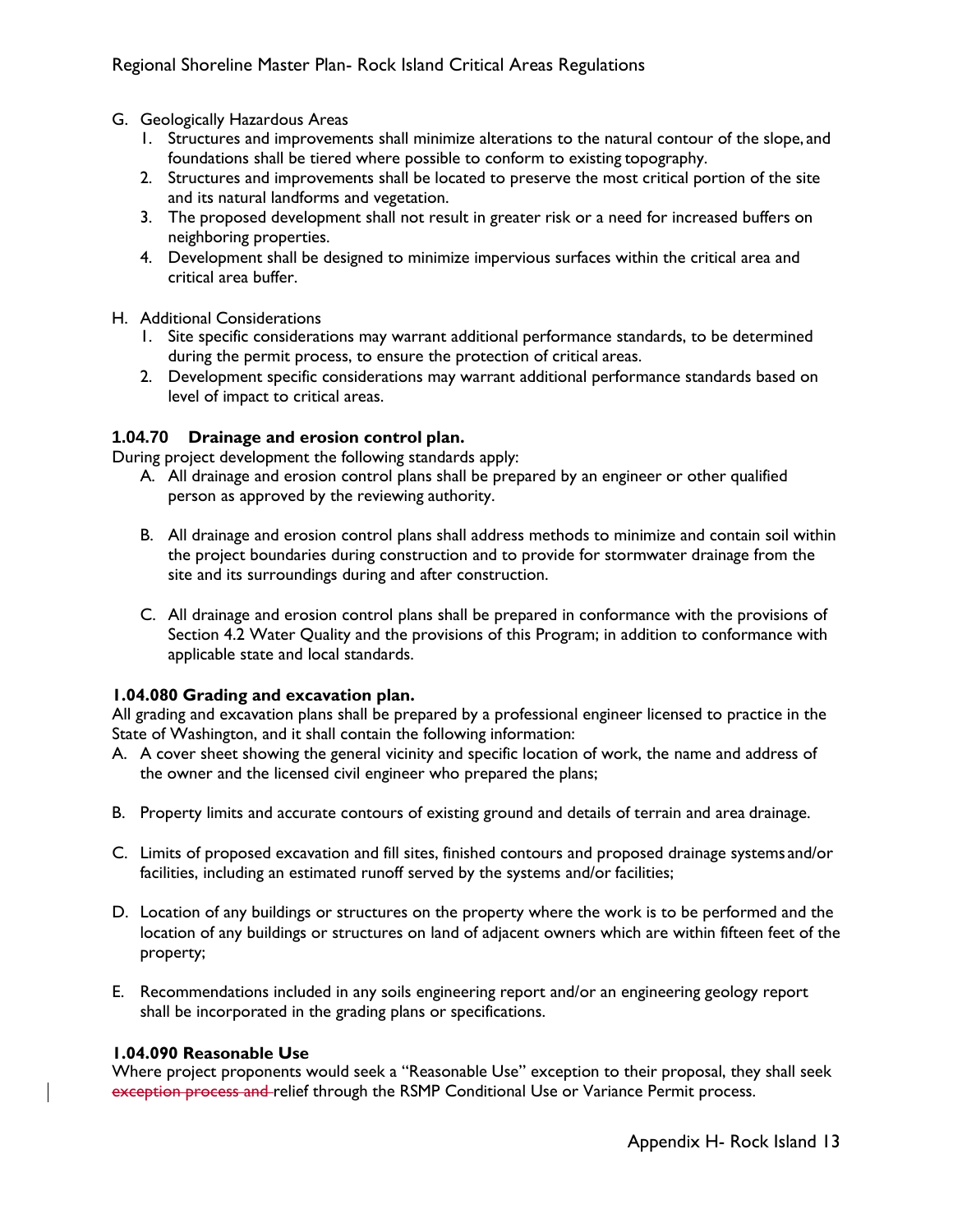G. Geologically Hazardous Areas
   1. Structures and improvements shall minimize alterations to the natural contour of the slope, and foundations shall be tiered where possible to conform to existing topography.
   2. Structures and improvements shall be located to preserve the most critical portion of the site and its natural landforms and vegetation.
   3. The proposed development shall not result in greater risk or a need for increased buffers on neighboring properties.
   4. Development shall be designed to minimize impervious surfaces within the critical area and critical area buffer.

H. Additional Considerations
   1. Site specific considerations may warrant additional performance standards, to be determined during the permit process, to ensure the protection of critical areas.
   2. Development specific considerations may warrant additional performance standards based on level of impact to critical areas.

### 1.04.70 Drainage and erosion control plan.

During project development the following standards apply:

A. All drainage and erosion control plans shall be prepared by an engineer or other qualified person as approved by the reviewing authority.

B. All drainage and erosion control plans shall address methods to minimize and contain soil within the project boundaries during construction and to provide for stormwater drainage from the site and its surroundings during and after construction.

C. All drainage and erosion control plans shall be prepared in conformance with the provisions of Section 4.2 Water Quality and the provisions of this Program; in addition to conformance with applicable state and local standards.

### 1.04.080 Grading and excavation plan.

All grading and excavation plans shall be prepared by a professional engineer licensed to practice in the State of Washington, and it shall contain the following information:

A. A cover sheet showing the general vicinity and specific location of work, the name and address of the owner and the licensed civil engineer who prepared the plans;

B. Property limits and accurate contours of existing ground and details of terrain and area drainage.

C. Limits of proposed excavation and fill sites, finished contours and proposed drainage systems and/or facilities, including an estimated runoff served by the systems and/or facilities;

D. Location of any buildings or structures on the property where the work is to be performed and the location of any buildings or structures on land of adjacent owners which are within fifteen feet of the property;

E. Recommendations included in any soils engineering report and/or an engineering geology report shall be incorporated in the grading plans or specifications.

### 1.04.090 Reasonable Use

Where project proponents would seek a "Reasonable Use" exception to their proposal, they shall seek ~~exception process and~~ relief through the RSMP Conditional Use or Variance Permit process.